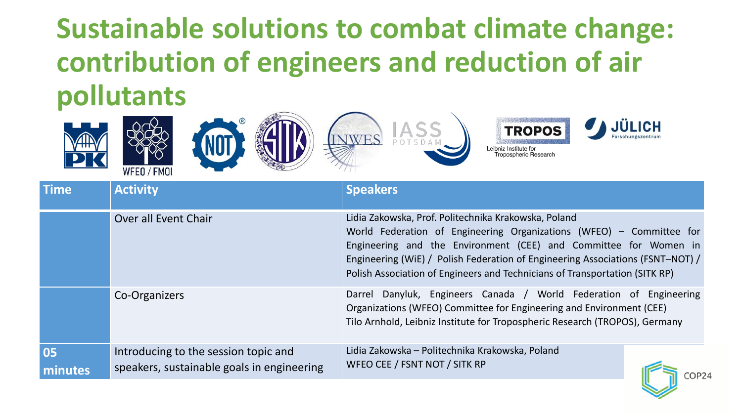# Sustainable solutions to combat climate change: contribution of engineers and reduction of air pollutants

| Time | Activity | Speakers |
|---|---|---|
| | Over all Event Chair | Lidia Zakowska, Prof. Politechnika Krakowska, Poland World Federation of Engineering Organizations (WFEO) – Committee for Engineering and the Environment (CEE) and Committee for Women in Engineering (WiE) / Polish Federation of Engineering Associations (FSNT–NOT) / Polish Association of Engineers and Technicians of Transportation (SITK RP) |
| | Co-Organizers | Darrel Danyluk, Engineers Canada / World Federation of Engineering Organizations (WFEO) Committee for Engineering and Environment (CEE)<br>Tilo Arnhold, Leibniz Institute for Tropospheric Research (TROPOS), Germany |
| 05 minutes | Introducing to the session topic and speakers, sustainable goals in engineering | Lidia Zakowska – Politechnika Krakowska, Poland<br>WFEO CEE / FSNT NOT / SITK RP |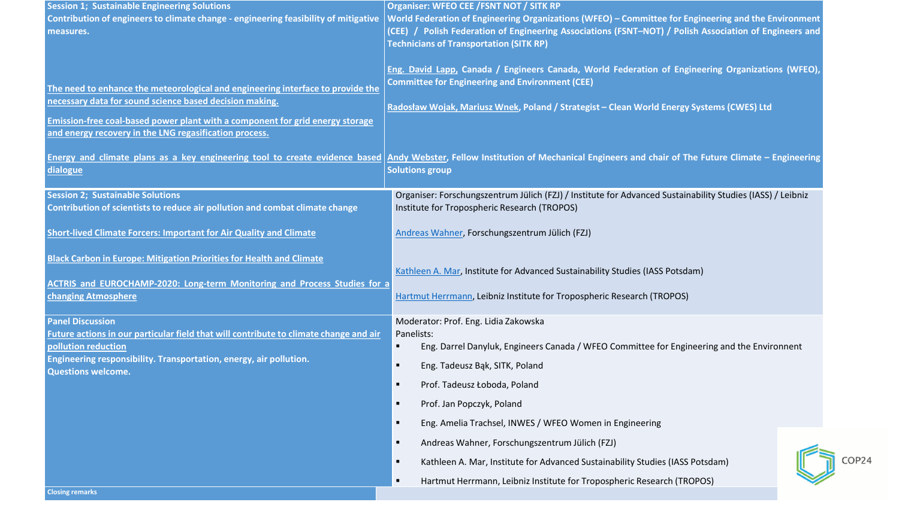| | |
|---|---|
| **Session 1; Sustainable Engineering Solutions**<br>**Contribution of engineers to climate change - engineering feasibility of mitigative measures.** | **Organiser: WFEO CEE /FSNT NOT / SITK RP**<br>**World Federation of Engineering Organizations (WFEO) – Committee for Engineering and the Environment (CEE) / Polish Federation of Engineering Associations (FSNT–NOT) / Polish Association of Engineers and Technicians of Transportation (SITK RP)** |
| **The need to enhance the meteorological and engineering interface to provide the necessary data for sound science based decision making.** | **Eng. David Lapp, Canada / Engineers Canada, World Federation of Engineering Organizations (WFEO), Committee for Engineering and Environment (CEE)** |
| **Emission-free coal-based power plant with a component for grid energy storage and energy recovery in the LNG regasification process.** | **Radosław Wojak, Mariusz Wnek, Poland / Strategist – Clean World Energy Systems (CWES) Ltd** |
| **Energy and climate plans as a key engineering tool to create evidence based dialogue** | **Andy Webster, Fellow Institution of Mechanical Engineers and chair of The Future Climate – Engineering Solutions group** |
| **Session 2; Sustainable Solutions**<br>**Contribution of scientists to reduce air pollution and combat climate change** | Organiser: Forschungszentrum Jülich (FZJ) / Institute for Advanced Sustainability Studies (IASS) / Leibniz Institute for Tropospheric Research (TROPOS) |
| **Short-lived Climate Forcers: Important for Air Quality and Climate** | Andreas Wahner, Forschungszentrum Jülich (FZJ) |
| **Black Carbon in Europe: Mitigation Priorities for Health and Climate** | Kathleen A. Mar, Institute for Advanced Sustainability Studies (IASS Potsdam) |
| **ACTRIS and EUROCHAMP-2020: Long-term Monitoring and Process Studies for a changing Atmosphere** | Hartmut Herrmann, Leibniz Institute for Tropospheric Research (TROPOS) |
| **Panel Discussion**<br>**Future actions in our particular field that will contribute to climate change and air pollution reduction**<br>**Engineering responsibility. Transportation, energy, air pollution.**<br>**Questions welcome.** | Moderator: Prof. Eng. Lidia Zakowska<br>Panelists:<br>▪ Eng. Darrel Danyluk, Engineers Canada / WFEO Committee for Engineering and the Environnent<br>▪ Eng. Tadeusz Bąk, SITK, Poland<br>▪ Prof. Tadeusz Łoboda, Poland<br>▪ Prof. Jan Popczyk, Poland<br>▪ Eng. Amelia Trachsel, INWES / WFEO Women in Engineering<br>▪ Andreas Wahner, Forschungszentrum Jülich (FZJ)<br>▪ Kathleen A. Mar, Institute for Advanced Sustainability Studies (IASS Potsdam)<br>▪ Hartmut Herrmann, Leibniz Institute for Tropospheric Research (TROPOS) |
| **Closing remarks** | |

COP24